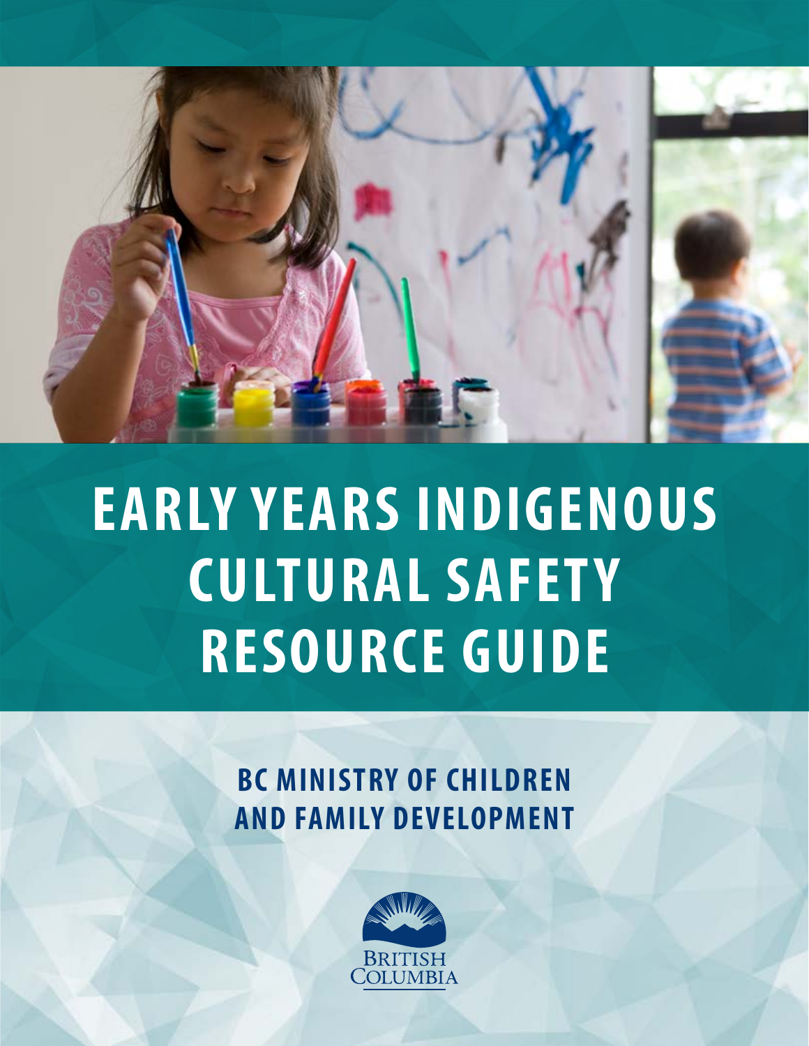# EARLY YEARS INDIGENOUS CULTURAL SAFETY RESOURCE GUIDE

## BC MINISTRY OF CHILDREN AND FAMILY DEVELOPMENT

BRITISH COLUMBIA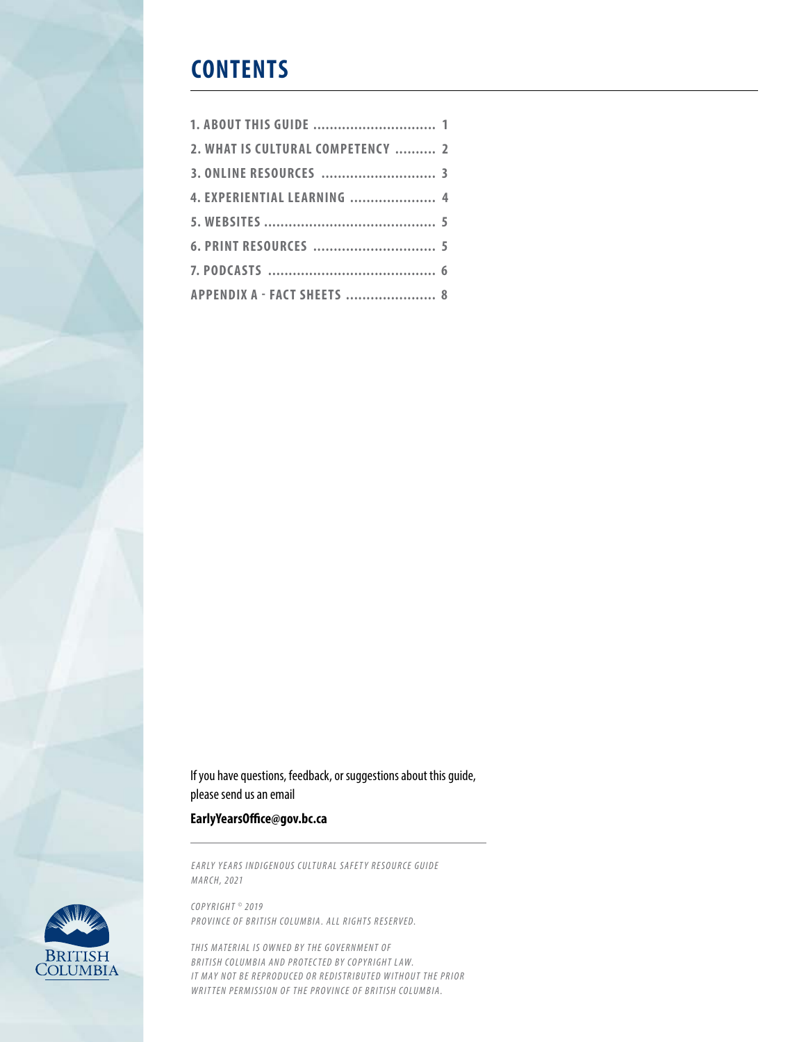# CONTENTS

1. ABOUT THIS GUIDE .............................. 1
2. WHAT IS CULTURAL COMPETENCY .......... 2
3. ONLINE RESOURCES ............................ 3
4. EXPERIENTIAL LEARNING ..................... 4
5. WEBSITES .......................................... 5
6. PRINT RESOURCES .............................. 5
7. PODCASTS ......................................... 6

APPENDIX A - FACT SHEETS ...................... 8

If you have questions, feedback, or suggestions about this guide, please send us an email

**EarlyYearsOffice@gov.bc.ca**

*EARLY YEARS INDIGENOUS CULTURAL SAFETY RESOURCE GUIDE*
*MARCH, 2021*

*COPYRIGHT © 2019*
*PROVINCE OF BRITISH COLUMBIA. ALL RIGHTS RESERVED.*

*THIS MATERIAL IS OWNED BY THE GOVERNMENT OF BRITISH COLUMBIA AND PROTECTED BY COPYRIGHT LAW. IT MAY NOT BE REPRODUCED OR REDISTRIBUTED WITHOUT THE PRIOR WRITTEN PERMISSION OF THE PROVINCE OF BRITISH COLUMBIA.*

BRITISH COLUMBIA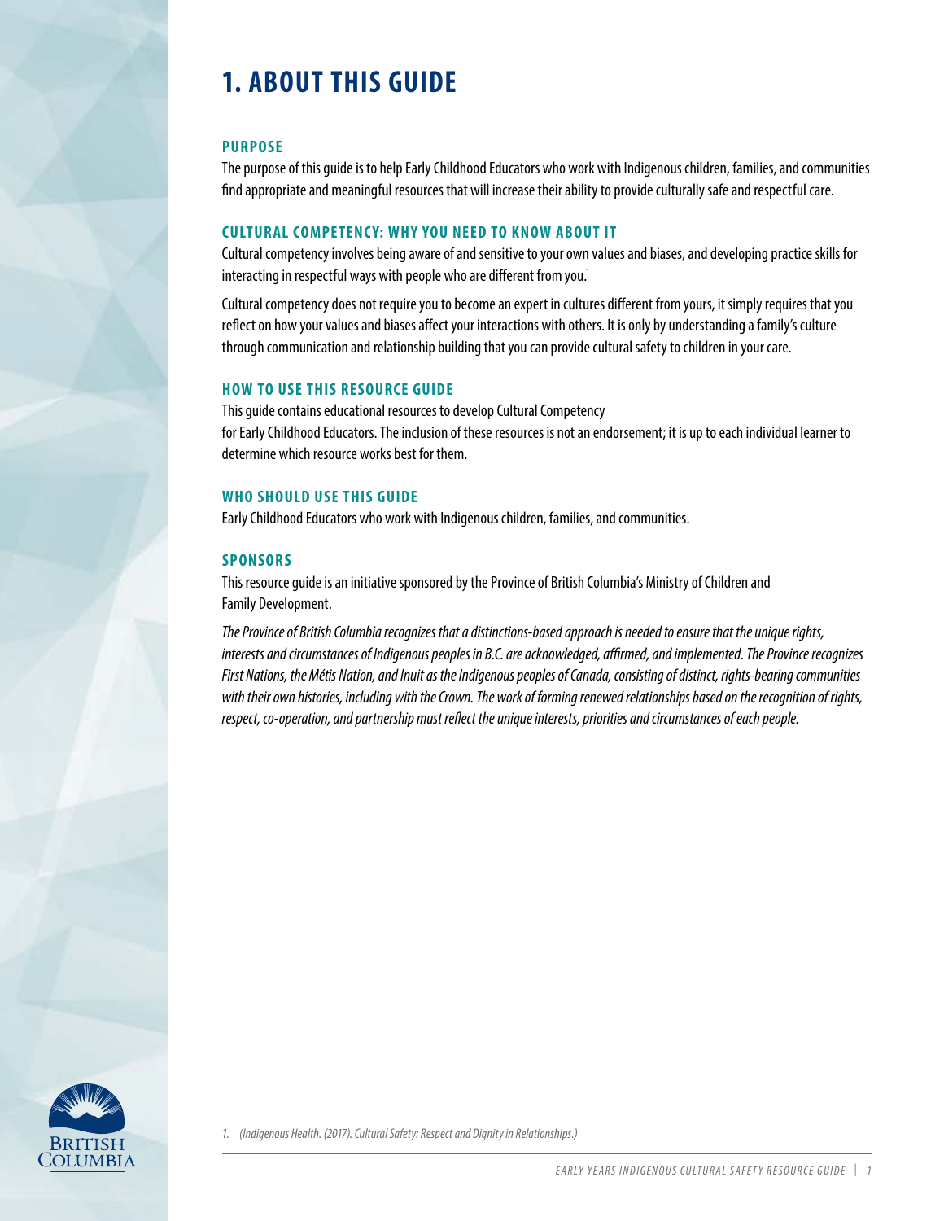# 1. ABOUT THIS GUIDE

## PURPOSE

The purpose of this guide is to help Early Childhood Educators who work with Indigenous children, families, and communities find appropriate and meaningful resources that will increase their ability to provide culturally safe and respectful care.

## CULTURAL COMPETENCY: WHY YOU NEED TO KNOW ABOUT IT

Cultural competency involves being aware of and sensitive to your own values and biases, and developing practice skills for interacting in respectful ways with people who are different from you.[1]

Cultural competency does not require you to become an expert in cultures different from yours, it simply requires that you reflect on how your values and biases affect your interactions with others. It is only by understanding a family's culture through communication and relationship building that you can provide cultural safety to children in your care.

## HOW TO USE THIS RESOURCE GUIDE

This guide contains educational resources to develop Cultural Competency for Early Childhood Educators. The inclusion of these resources is not an endorsement; it is up to each individual learner to determine which resource works best for them.

## WHO SHOULD USE THIS GUIDE

Early Childhood Educators who work with Indigenous children, families, and communities.

## SPONSORS

This resource guide is an initiative sponsored by the Province of British Columbia's Ministry of Children and Family Development.

*The Province of British Columbia recognizes that a distinctions-based approach is needed to ensure that the unique rights, interests and circumstances of Indigenous peoples in B.C. are acknowledged, affirmed, and implemented. The Province recognizes First Nations, the Métis Nation, and Inuit as the Indigenous peoples of Canada, consisting of distinct, rights-bearing communities with their own histories, including with the Crown. The work of forming renewed relationships based on the recognition of rights, respect, co-operation, and partnership must reflect the unique interests, priorities and circumstances of each people.*

*1. (Indigenous Health. (2017). Cultural Safety: Respect and Dignity in Relationships.)*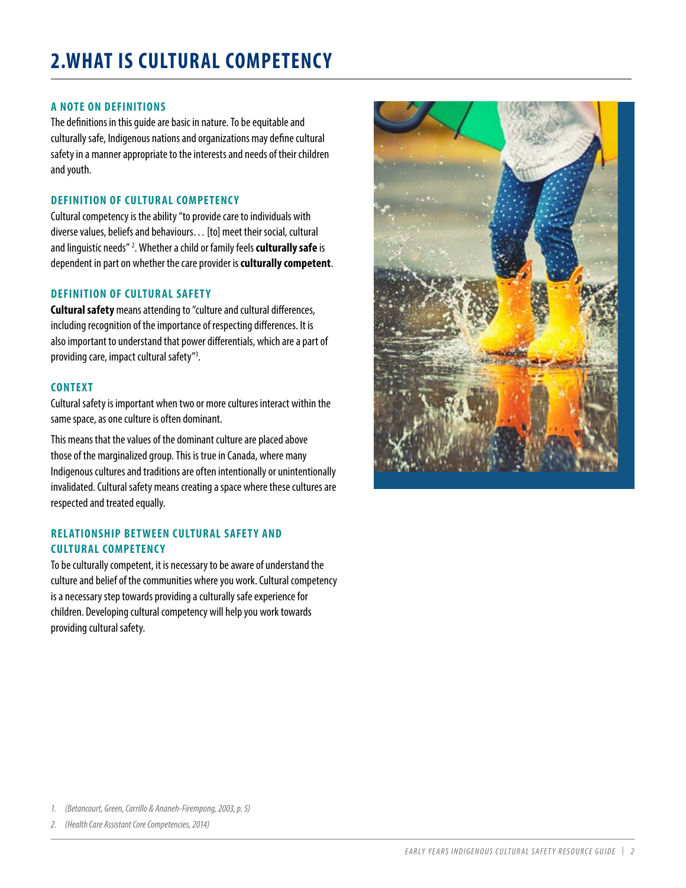# 2.WHAT IS CULTURAL COMPETENCY

### A NOTE ON DEFINITIONS

The definitions in this guide are basic in nature. To be equitable and culturally safe, Indigenous nations and organizations may define cultural safety in a manner appropriate to the interests and needs of their children and youth.

### DEFINITION OF CULTURAL COMPETENCY

Cultural competency is the ability "to provide care to individuals with diverse values, beliefs and behaviours… [to] meet their social, cultural and linguistic needs" [2]. Whether a child or family feels **culturally safe** is dependent in part on whether the care provider is **culturally competent**.

### DEFINITION OF CULTURAL SAFETY

**Cultural safety** means attending to "culture and cultural differences, including recognition of the importance of respecting differences. It is also important to understand that power differentials, which are a part of providing care, impact cultural safety"[3].

### CONTEXT

Cultural safety is important when two or more cultures interact within the same space, as one culture is often dominant.

This means that the values of the dominant culture are placed above those of the marginalized group. This is true in Canada, where many Indigenous cultures and traditions are often intentionally or unintentionally invalidated. Cultural safety means creating a space where these cultures are respected and treated equally.

### RELATIONSHIP BETWEEN CULTURAL SAFETY AND CULTURAL COMPETENCY

To be culturally competent, it is necessary to be aware of understand the culture and belief of the communities where you work. Cultural competency is a necessary step towards providing a culturally safe experience for children. Developing cultural competency will help you work towards providing cultural safety.

---

1. *(Betancourt, Green, Carrillo & Ananeh-Firempong, 2003, p. 5)*
2. *(Health Care Assistant Core Competencies, 2014)*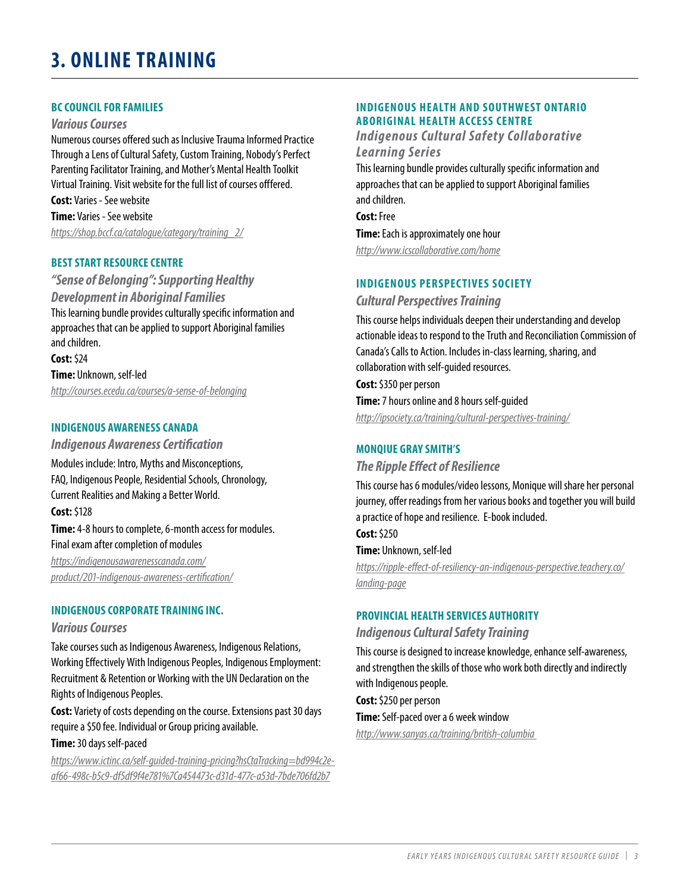# 3. ONLINE TRAINING

### BC COUNCIL FOR FAMILIES

***Various Courses***

Numerous courses offered such as Inclusive Trauma Informed Practice Through a Lens of Cultural Safety, Custom Training, Nobody's Perfect Parenting Facilitator Training, and Mother's Mental Health Toolkit Virtual Training. Visit website for the full list of courses offfered.

**Cost:** Varies - See website

**Time:** Varies - See website

*https://shop.bccf.ca/catalogue/category/training_2/*

### BEST START RESOURCE CENTRE

***"Sense of Belonging": Supporting Healthy Development in Aboriginal Families***

This learning bundle provides culturally specific information and approaches that can be applied to support Aboriginal families and children.

**Cost:** $24

**Time:** Unknown, self-led

*http://courses.ecedu.ca/courses/a-sense-of-belonging*

### INDIGENOUS AWARENESS CANADA

***Indigenous Awareness Certification***

Modules include: Intro, Myths and Misconceptions, FAQ, Indigenous People, Residential Schools, Chronology, Current Realities and Making a Better World.

**Cost:** $128

**Time:** 4-8 hours to complete, 6-month access for modules. Final exam after completion of modules

*https://indigenousawarenesscanada.com/product/201-indigenous-awareness-certification/*

### INDIGENOUS CORPORATE TRAINING INC.

***Various Courses***

Take courses such as Indigenous Awareness, Indigenous Relations, Working Effectively With Indigenous Peoples, Indigenous Employment: Recruitment & Retention or Working with the UN Declaration on the Rights of Indigenous Peoples.

**Cost:** Variety of costs depending on the course. Extensions past 30 days require a $50 fee. Individual or Group pricing available.

**Time:** 30 days self-paced

*https://www.ictinc.ca/self-guided-training-pricing?hsCtaTracking=bd994c2e-af66-498c-b5c9-df5df9f4e781%7Ca454473c-d31d-477c-a53d-7bde706fd2b7*

### INDIGENOUS HEALTH AND SOUTHWEST ONTARIO ABORIGINAL HEALTH ACCESS CENTRE

***Indigenous Cultural Safety Collaborative Learning Series***

This learning bundle provides culturally specific information and approaches that can be applied to support Aboriginal families and children.

**Cost:** Free

**Time:** Each is approximately one hour

*http://www.icscollaborative.com/home*

### INDIGENOUS PERSPECTIVES SOCIETY

***Cultural Perspectives Training***

This course helps individuals deepen their understanding and develop actionable ideas to respond to the Truth and Reconciliation Commission of Canada's Calls to Action. Includes in-class learning, sharing, and collaboration with self-guided resources.

**Cost:** $350 per person

**Time:** 7 hours online and 8 hours self-guided

*http://ipsociety.ca/training/cultural-perspectives-training/*

### MONQUIE GRAY SMITH'S

***The Ripple Effect of Resilience***

This course has 6 modules/video lessons, Monique will share her personal journey, offer readings from her various books and together you will build a practice of hope and resilience. E-book included.

**Cost:** $250

**Time:** Unknown, self-led

*https://ripple-effect-of-resiliency-an-indigenous-perspective.teachery.co/landing-page*

### PROVINCIAL HEALTH SERVICES AUTHORITY

***Indigenous Cultural Safety Training***

This course is designed to increase knowledge, enhance self-awareness, and strengthen the skills of those who work both directly and indirectly with Indigenous people.

**Cost:** $250 per person

**Time:** Self-paced over a 6 week window

*http://www.sanyas.ca/training/british-columbia*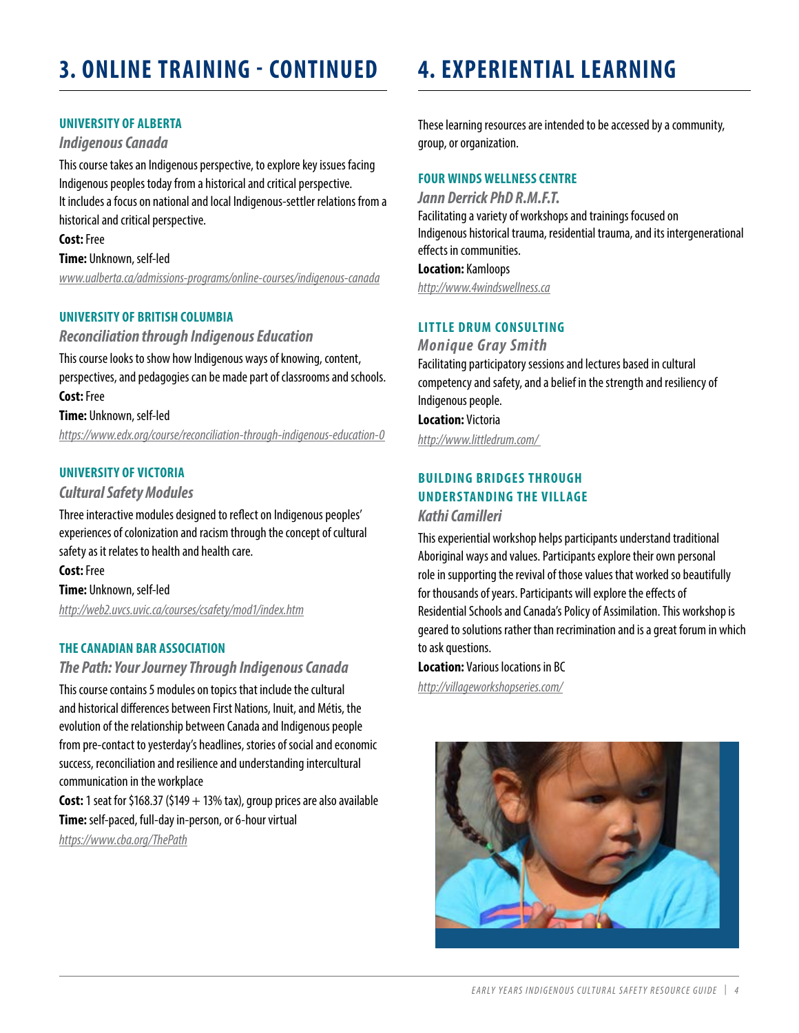# 3. ONLINE TRAINING - CONTINUED

### UNIVERSITY OF ALBERTA

*Indigenous Canada*

This course takes an Indigenous perspective, to explore key issues facing Indigenous peoples today from a historical and critical perspective. It includes a focus on national and local Indigenous-settler relations from a historical and critical perspective.

**Cost:** Free

**Time:** Unknown, self-led

*www.ualberta.ca/admissions-programs/online-courses/indigenous-canada*

### UNIVERSITY OF BRITISH COLUMBIA

*Reconciliation through Indigenous Education*

This course looks to show how Indigenous ways of knowing, content, perspectives, and pedagogies can be made part of classrooms and schools.

**Cost:** Free

**Time:** Unknown, self-led

*https://www.edx.org/course/reconciliation-through-indigenous-education-0*

### UNIVERSITY OF VICTORIA

*Cultural Safety Modules*

Three interactive modules designed to reflect on Indigenous peoples' experiences of colonization and racism through the concept of cultural safety as it relates to health and health care.

**Cost:** Free

**Time:** Unknown, self-led

*http://web2.uvcs.uvic.ca/courses/csafety/mod1/index.htm*

### THE CANADIAN BAR ASSOCIATION

*The Path: Your Journey Through Indigenous Canada*

This course contains 5 modules on topics that include the cultural and historical differences between First Nations, Inuit, and Métis, the evolution of the relationship between Canada and Indigenous people from pre-contact to yesterday's headlines, stories of social and economic success, reconciliation and resilience and understanding intercultural communication in the workplace

**Cost:** 1 seat for $168.37 ($149 + 13% tax), group prices are also available

**Time:** self-paced, full-day in-person, or 6-hour virtual

*https://www.cba.org/ThePath*

# 4. EXPERIENTIAL LEARNING

These learning resources are intended to be accessed by a community, group, or organization.

### FOUR WINDS WELLNESS CENTRE

*Jann Derrick PhD R.M.F.T.*

Facilitating a variety of workshops and trainings focused on Indigenous historical trauma, residential trauma, and its intergenerational effects in communities.

**Location:** Kamloops

*http://www.4windswellness.ca*

### LITTLE DRUM CONSULTING

*Monique Gray Smith*

Facilitating participatory sessions and lectures based in cultural competency and safety, and a belief in the strength and resiliency of Indigenous people.

**Location:** Victoria

*http://www.littledrum.com/*

### BUILDING BRIDGES THROUGH UNDERSTANDING THE VILLAGE

*Kathi Camilleri*

This experiential workshop helps participants understand traditional Aboriginal ways and values. Participants explore their own personal role in supporting the revival of those values that worked so beautifully for thousands of years. Participants will explore the effects of Residential Schools and Canada's Policy of Assimilation. This workshop is geared to solutions rather than recrimination and is a great forum in which to ask questions.

**Location:** Various locations in BC

*http://villageworkshopseries.com/*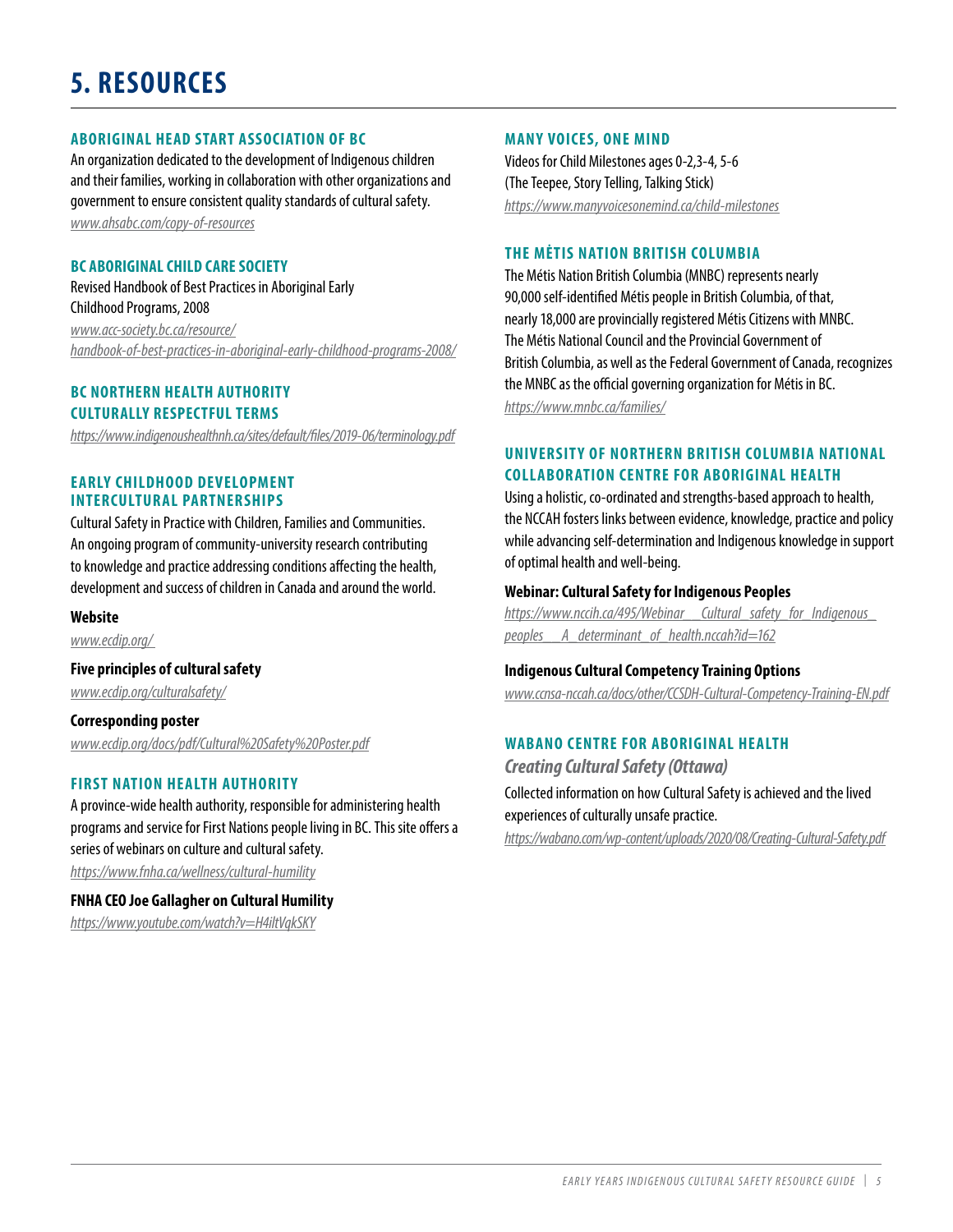# 5. RESOURCES

### ABORIGINAL HEAD START ASSOCIATION OF BC

An organization dedicated to the development of Indigenous children and their families, working in collaboration with other organizations and government to ensure consistent quality standards of cultural safety.

*www.ahsabc.com/copy-of-resources*

### BC ABORIGINAL CHILD CARE SOCIETY

Revised Handbook of Best Practices in Aboriginal Early Childhood Programs, 2008

*www.acc-society.bc.ca/resource/handbook-of-best-practices-in-aboriginal-early-childhood-programs-2008/*

### BC NORTHERN HEALTH AUTHORITY CULTURALLY RESPECTFUL TERMS

*https://www.indigenoushealthnh.ca/sites/default/files/2019-06/terminology.pdf*

### EARLY CHILDHOOD DEVELOPMENT INTERCULTURAL PARTNERSHIPS

Cultural Safety in Practice with Children, Families and Communities. An ongoing program of community-university research contributing to knowledge and practice addressing conditions affecting the health, development and success of children in Canada and around the world.

**Website**

*www.ecdip.org/*

**Five principles of cultural safety**

*www.ecdip.org/culturalsafety/*

**Corresponding poster**

*www.ecdip.org/docs/pdf/Cultural%20Safety%20Poster.pdf*

### FIRST NATION HEALTH AUTHORITY

A province-wide health authority, responsible for administering health programs and service for First Nations people living in BC. This site offers a series of webinars on culture and cultural safety.

*https://www.fnha.ca/wellness/cultural-humility*

**FNHA CEO Joe Gallagher on Cultural Humility**

*https://www.youtube.com/watch?v=H4iltVqkSKY*

### MANY VOICES, ONE MIND

Videos for Child Milestones ages 0-2,3-4, 5-6
(The Teepee, Story Telling, Talking Stick)

*https://www.manyvoicesonemind.ca/child-milestones*

### THE MÉTIS NATION BRITISH COLUMBIA

The Métis Nation British Columbia (MNBC) represents nearly 90,000 self-identified Métis people in British Columbia, of that, nearly 18,000 are provincially registered Métis Citizens with MNBC. The Métis National Council and the Provincial Government of British Columbia, as well as the Federal Government of Canada, recognizes the MNBC as the official governing organization for Métis in BC.

*https://www.mnbc.ca/families/*

### UNIVERSITY OF NORTHERN BRITISH COLUMBIA NATIONAL COLLABORATION CENTRE FOR ABORIGINAL HEALTH

Using a holistic, co-ordinated and strengths-based approach to health, the NCCAH fosters links between evidence, knowledge, practice and policy while advancing self-determination and Indigenous knowledge in support of optimal health and well-being.

**Webinar: Cultural Safety for Indigenous Peoples**

*https://www.nccih.ca/495/Webinar__Cultural_safety_for_Indigenous_peoples__A_determinant_of_health.nccah?id=162*

**Indigenous Cultural Competency Training Options**

*www.ccnsa-nccah.ca/docs/other/CCSDH-Cultural-Competency-Training-EN.pdf*

### WABANO CENTRE FOR ABORIGINAL HEALTH

***Creating Cultural Safety (Ottawa)***

Collected information on how Cultural Safety is achieved and the lived experiences of culturally unsafe practice.

*https://wabano.com/wp-content/uploads/2020/08/Creating-Cultural-Safety.pdf*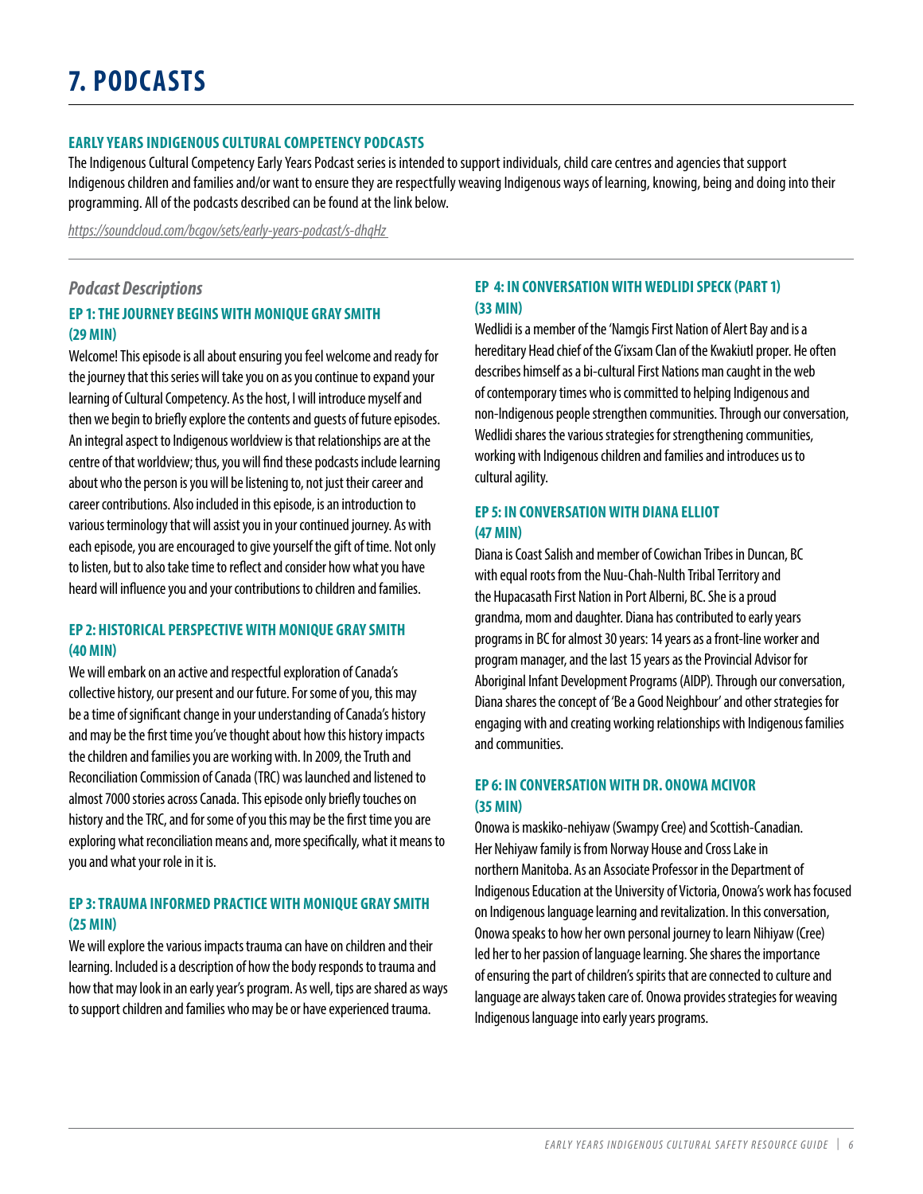# 7. PODCASTS

## EARLY YEARS INDIGENOUS CULTURAL COMPETENCY PODCASTS

The Indigenous Cultural Competency Early Years Podcast series is intended to support individuals, child care centres and agencies that support Indigenous children and families and/or want to ensure they are respectfully weaving Indigenous ways of learning, knowing, being and doing into their programming. All of the podcasts described can be found at the link below.

*https://soundcloud.com/bcgov/sets/early-years-podcast/s-dhqHz*

### *Podcast Descriptions*

#### EP 1: THE JOURNEY BEGINS WITH MONIQUE GRAY SMITH (29 MIN)

Welcome! This episode is all about ensuring you feel welcome and ready for the journey that this series will take you on as you continue to expand your learning of Cultural Competency. As the host, I will introduce myself and then we begin to briefly explore the contents and guests of future episodes. An integral aspect to Indigenous worldview is that relationships are at the centre of that worldview; thus, you will find these podcasts include learning about who the person is you will be listening to, not just their career and career contributions. Also included in this episode, is an introduction to various terminology that will assist you in your continued journey. As with each episode, you are encouraged to give yourself the gift of time. Not only to listen, but to also take time to reflect and consider how what you have heard will influence you and your contributions to children and families.

#### EP 2: HISTORICAL PERSPECTIVE WITH MONIQUE GRAY SMITH (40 MIN)

We will embark on an active and respectful exploration of Canada's collective history, our present and our future. For some of you, this may be a time of significant change in your understanding of Canada's history and may be the first time you've thought about how this history impacts the children and families you are working with. In 2009, the Truth and Reconciliation Commission of Canada (TRC) was launched and listened to almost 7000 stories across Canada. This episode only briefly touches on history and the TRC, and for some of you this may be the first time you are exploring what reconciliation means and, more specifically, what it means to you and what your role in it is.

#### EP 3: TRAUMA INFORMED PRACTICE WITH MONIQUE GRAY SMITH (25 MIN)

We will explore the various impacts trauma can have on children and their learning. Included is a description of how the body responds to trauma and how that may look in an early year's program. As well, tips are shared as ways to support children and families who may be or have experienced trauma.

#### EP 4: IN CONVERSATION WITH WEDLIDI SPECK (PART 1) (33 MIN)

Wedlidi is a member of the 'Namgis First Nation of Alert Bay and is a hereditary Head chief of the G'ixsam Clan of the Kwakiutl proper. He often describes himself as a bi-cultural First Nations man caught in the web of contemporary times who is committed to helping Indigenous and non-Indigenous people strengthen communities. Through our conversation, Wedlidi shares the various strategies for strengthening communities, working with Indigenous children and families and introduces us to cultural agility.

#### EP 5: IN CONVERSATION WITH DIANA ELLIOT (47 MIN)

Diana is Coast Salish and member of Cowichan Tribes in Duncan, BC with equal roots from the Nuu-Chah-Nulth Tribal Territory and the Hupacasath First Nation in Port Alberni, BC. She is a proud grandma, mom and daughter. Diana has contributed to early years programs in BC for almost 30 years: 14 years as a front-line worker and program manager, and the last 15 years as the Provincial Advisor for Aboriginal Infant Development Programs (AIDP). Through our conversation, Diana shares the concept of 'Be a Good Neighbour' and other strategies for engaging with and creating working relationships with Indigenous families and communities.

#### EP 6: IN CONVERSATION WITH DR. ONOWA MCIVOR (35 MIN)

Onowa is maskiko-nehiyaw (Swampy Cree) and Scottish-Canadian. Her Nehiyaw family is from Norway House and Cross Lake in northern Manitoba. As an Associate Professor in the Department of Indigenous Education at the University of Victoria, Onowa's work has focused on Indigenous language learning and revitalization. In this conversation, Onowa speaks to how her own personal journey to learn Nihiyaw (Cree) led her to her passion of language learning. She shares the importance of ensuring the part of children's spirits that are connected to culture and language are always taken care of. Onowa provides strategies for weaving Indigenous language into early years programs.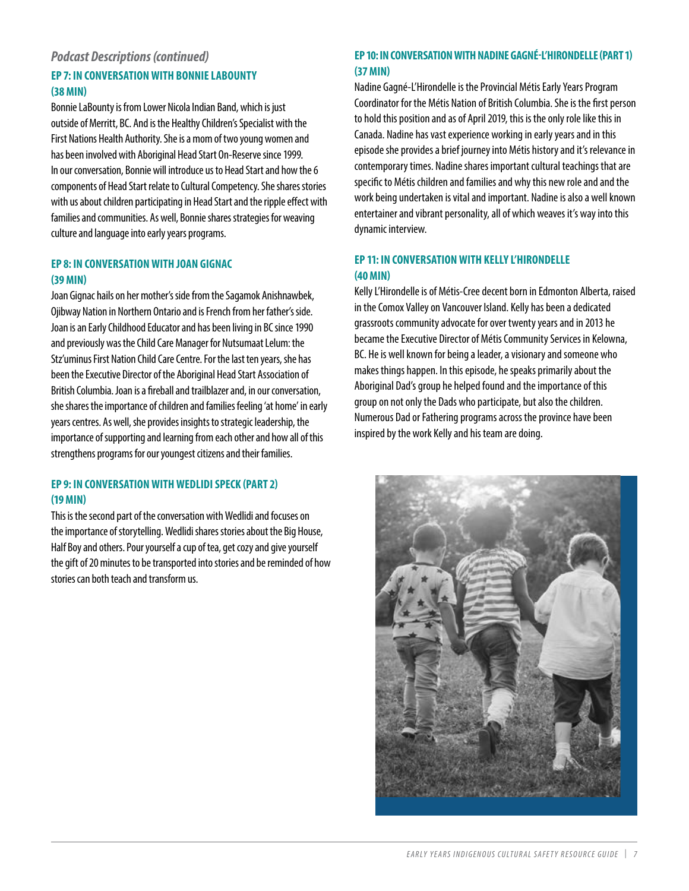### *Podcast Descriptions (continued)*

### EP 7: IN CONVERSATION WITH BONNIE LABOUNTY (38 MIN)

Bonnie LaBounty is from Lower Nicola Indian Band, which is just outside of Merritt, BC. And is the Healthy Children's Specialist with the First Nations Health Authority. She is a mom of two young women and has been involved with Aboriginal Head Start On-Reserve since 1999. In our conversation, Bonnie will introduce us to Head Start and how the 6 components of Head Start relate to Cultural Competency. She shares stories with us about children participating in Head Start and the ripple effect with families and communities. As well, Bonnie shares strategies for weaving culture and language into early years programs.

### EP 8: IN CONVERSATION WITH JOAN GIGNAC (39 MIN)

Joan Gignac hails on her mother's side from the Sagamok Anishnawbek, Ojibway Nation in Northern Ontario and is French from her father's side. Joan is an Early Childhood Educator and has been living in BC since 1990 and previously was the Child Care Manager for Nutsumaat Lelum: the Stz'uminus First Nation Child Care Centre. For the last ten years, she has been the Executive Director of the Aboriginal Head Start Association of British Columbia. Joan is a fireball and trailblazer and, in our conversation, she shares the importance of children and families feeling 'at home' in early years centres. As well, she provides insights to strategic leadership, the importance of supporting and learning from each other and how all of this strengthens programs for our youngest citizens and their families.

### EP 9: IN CONVERSATION WITH WEDLIDI SPECK (PART 2) (19 MIN)

This is the second part of the conversation with Wedlidi and focuses on the importance of storytelling. Wedlidi shares stories about the Big House, Half Boy and others. Pour yourself a cup of tea, get cozy and give yourself the gift of 20 minutes to be transported into stories and be reminded of how stories can both teach and transform us.

### EP 10: IN CONVERSATION WITH NADINE GAGNÉ-L'HIRONDELLE (PART 1) (37 MIN)

Nadine Gagné-L'Hirondelle is the Provincial Métis Early Years Program Coordinator for the Métis Nation of British Columbia. She is the first person to hold this position and as of April 2019, this is the only role like this in Canada. Nadine has vast experience working in early years and in this episode she provides a brief journey into Métis history and it's relevance in contemporary times. Nadine shares important cultural teachings that are specific to Métis children and families and why this new role and and the work being undertaken is vital and important. Nadine is also a well known entertainer and vibrant personality, all of which weaves it's way into this dynamic interview.

### EP 11: IN CONVERSATION WITH KELLY L'HIRONDELLE (40 MIN)

Kelly L'Hirondelle is of Métis-Cree decent born in Edmonton Alberta, raised in the Comox Valley on Vancouver Island. Kelly has been a dedicated grassroots community advocate for over twenty years and in 2013 he became the Executive Director of Métis Community Services in Kelowna, BC. He is well known for being a leader, a visionary and someone who makes things happen. In this episode, he speaks primarily about the Aboriginal Dad's group he helped found and the importance of this group on not only the Dads who participate, but also the children. Numerous Dad or Fathering programs across the province have been inspired by the work Kelly and his team are doing.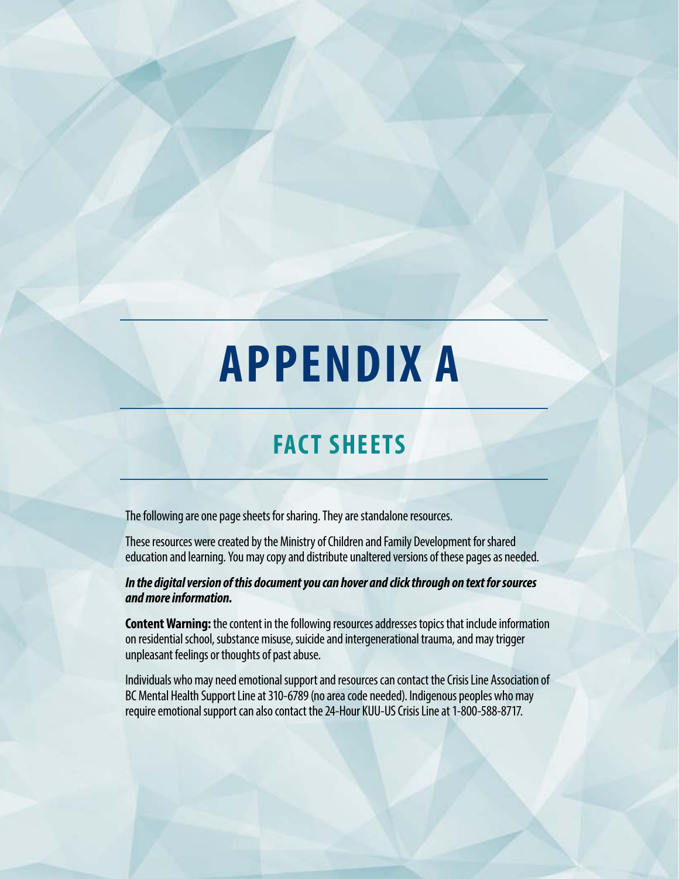# APPENDIX A

## FACT SHEETS

The following are one page sheets for sharing. They are standalone resources.

These resources were created by the Ministry of Children and Family Development for shared education and learning. You may copy and distribute unaltered versions of these pages as needed.

***In the digital version of this document you can hover and click through on text for sources and more information.***

**Content Warning:** the content in the following resources addresses topics that include information on residential school, substance misuse, suicide and intergenerational trauma, and may trigger unpleasant feelings or thoughts of past abuse.

Individuals who may need emotional support and resources can contact the Crisis Line Association of BC Mental Health Support Line at 310-6789 (no area code needed). Indigenous peoples who may require emotional support can also contact the 24-Hour KUU-US Crisis Line at 1-800-588-8717.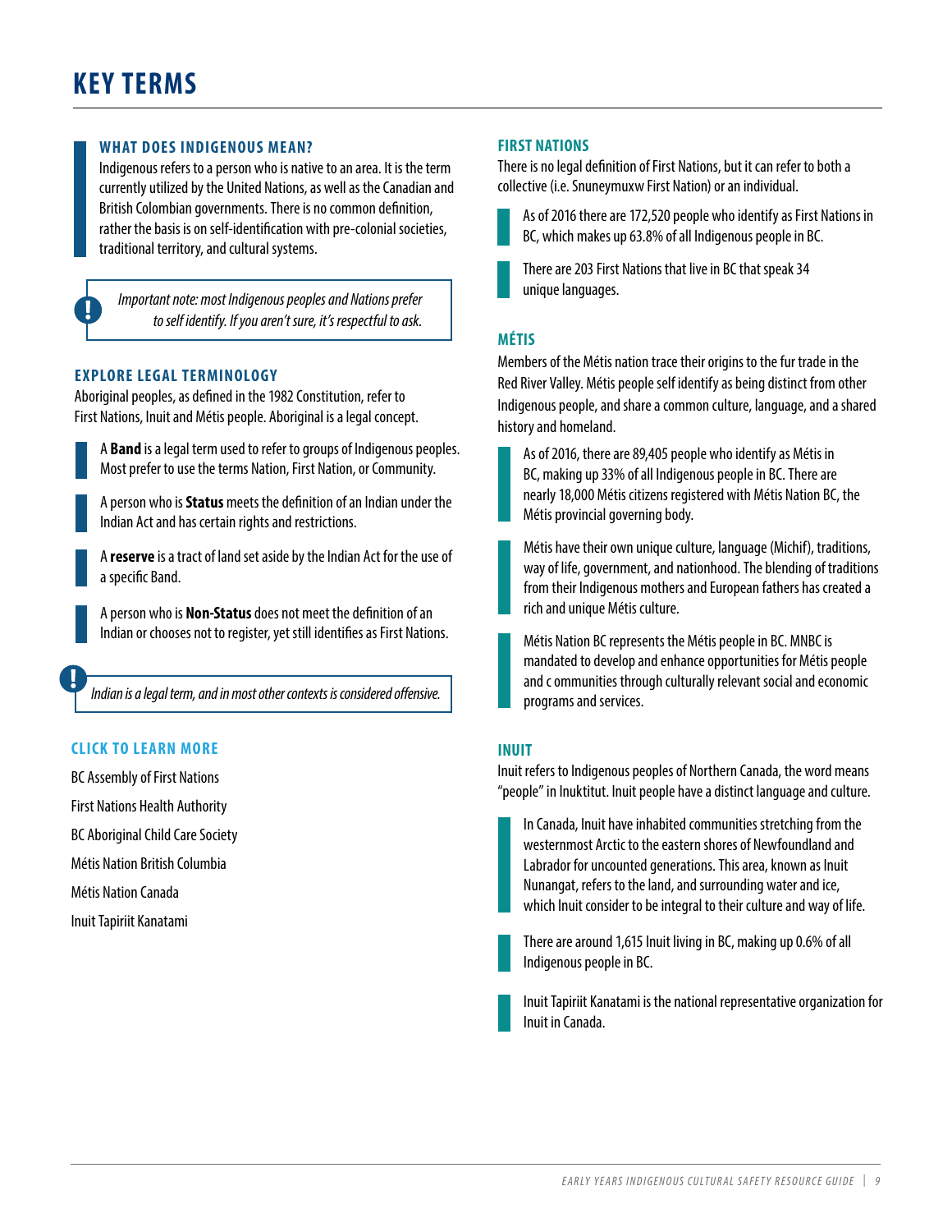# KEY TERMS

### WHAT DOES INDIGENOUS MEAN?

Indigenous refers to a person who is native to an area. It is the term currently utilized by the United Nations, as well as the Canadian and British Columbian governments. There is no common definition, rather the basis is on self-identification with pre-colonial societies, traditional territory, and cultural systems.

> *Important note: most Indigenous peoples and Nations prefer to self identify. If you aren't sure, it's respectful to ask.*

### EXPLORE LEGAL TERMINOLOGY

Aboriginal peoples, as defined in the 1982 Constitution, refer to First Nations, Inuit and Métis people. Aboriginal is a legal concept.

- A **Band** is a legal term used to refer to groups of Indigenous peoples. Most prefer to use the terms Nation, First Nation, or Community.
- A person who is **Status** meets the definition of an Indian under the Indian Act and has certain rights and restrictions.
- A **reserve** is a tract of land set aside by the Indian Act for the use of a specific Band.
- A person who is **Non-Status** does not meet the definition of an Indian or chooses not to register, yet still identifies as First Nations.

> *Indian is a legal term, and in most other contexts is considered offensive.*

### CLICK TO LEARN MORE

BC Assembly of First Nations

First Nations Health Authority

BC Aboriginal Child Care Society

Métis Nation British Columbia

Métis Nation Canada

Inuit Tapiriit Kanatami

### FIRST NATIONS

There is no legal definition of First Nations, but it can refer to both a collective (i.e. Snuneymuxw First Nation) or an individual.

- As of 2016 there are 172,520 people who identify as First Nations in BC, which makes up 63.8% of all Indigenous people in BC.
- There are 203 First Nations that live in BC that speak 34 unique languages.

### MÉTIS

Members of the Métis nation trace their origins to the fur trade in the Red River Valley. Métis people self identify as being distinct from other Indigenous people, and share a common culture, language, and a shared history and homeland.

- As of 2016, there are 89,405 people who identify as Métis in BC, making up 33% of all Indigenous people in BC. There are nearly 18,000 Métis citizens registered with Métis Nation BC, the Métis provincial governing body.
- Métis have their own unique culture, language (Michif), traditions, way of life, government, and nationhood. The blending of traditions from their Indigenous mothers and European fathers has created a rich and unique Métis culture.
- Métis Nation BC represents the Métis people in BC. MNBC is mandated to develop and enhance opportunities for Métis people and c ommunities through culturally relevant social and economic programs and services.

### INUIT

Inuit refers to Indigenous peoples of Northern Canada, the word means "people" in Inuktitut. Inuit people have a distinct language and culture.

- In Canada, Inuit have inhabited communities stretching from the westernmost Arctic to the eastern shores of Newfoundland and Labrador for uncounted generations. This area, known as Inuit Nunangat, refers to the land, and surrounding water and ice, which Inuit consider to be integral to their culture and way of life.
- There are around 1,615 Inuit living in BC, making up 0.6% of all Indigenous people in BC.
- Inuit Tapiriit Kanatami is the national representative organization for Inuit in Canada.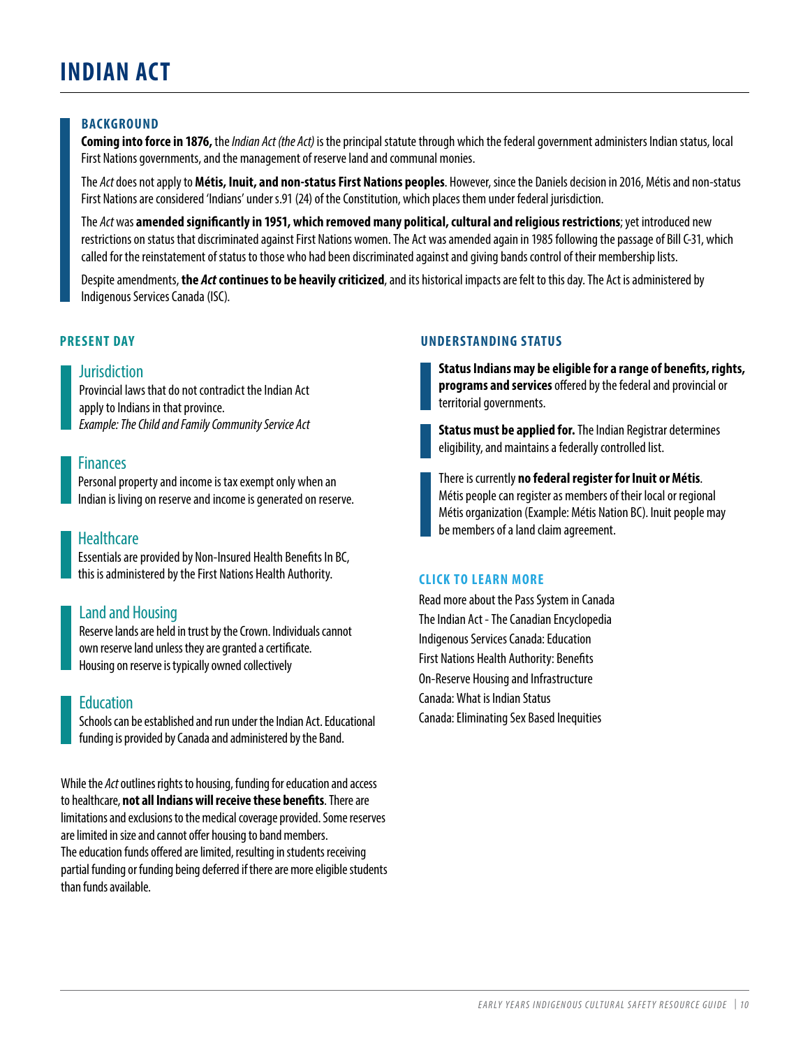# INDIAN ACT

### BACKGROUND

**Coming into force in 1876,** the *Indian Act (the Act)* is the principal statute through which the federal government administers Indian status, local First Nations governments, and the management of reserve land and communal monies.

The *Act* does not apply to **Métis, Inuit, and non-status First Nations peoples**. However, since the Daniels decision in 2016, Métis and non-status First Nations are considered 'Indians' under s.91 (24) of the Constitution, which places them under federal jurisdiction.

The *Act* was **amended significantly in 1951, which removed many political, cultural and religious restrictions**; yet introduced new restrictions on status that discriminated against First Nations women. The Act was amended again in 1985 following the passage of Bill C-31, which called for the reinstatement of status to those who had been discriminated against and giving bands control of their membership lists.

Despite amendments, **the *Act* continues to be heavily criticized**, and its historical impacts are felt to this day. The Act is administered by Indigenous Services Canada (ISC).

### PRESENT DAY

#### Jurisdiction

Provincial laws that do not contradict the Indian Act apply to Indians in that province.
*Example: The Child and Family Community Service Act*

#### Finances

Personal property and income is tax exempt only when an Indian is living on reserve and income is generated on reserve.

#### Healthcare

Essentials are provided by Non-Insured Health Benefits In BC, this is administered by the First Nations Health Authority.

#### Land and Housing

Reserve lands are held in trust by the Crown. Individuals cannot own reserve land unless they are granted a certificate. Housing on reserve is typically owned collectively

#### Education

Schools can be established and run under the Indian Act. Educational funding is provided by Canada and administered by the Band.

While the *Act* outlines rights to housing, funding for education and access to healthcare, **not all Indians will receive these benefits**. There are limitations and exclusions to the medical coverage provided. Some reserves are limited in size and cannot offer housing to band members.
The education funds offered are limited, resulting in students receiving partial funding or funding being deferred if there are more eligible students than funds available.

### UNDERSTANDING STATUS

**Status Indians may be eligible for a range of benefits, rights, programs and services** offered by the federal and provincial or territorial governments.

**Status must be applied for.** The Indian Registrar determines eligibility, and maintains a federally controlled list.

There is currently **no federal register for Inuit or Métis**. Métis people can register as members of their local or regional Métis organization (Example: Métis Nation BC). Inuit people may be members of a land claim agreement.

### CLICK TO LEARN MORE

Read more about the Pass System in Canada
The Indian Act - The Canadian Encyclopedia
Indigenous Services Canada: Education
First Nations Health Authority: Benefits
On-Reserve Housing and Infrastructure
Canada: What is Indian Status
Canada: Eliminating Sex Based Inequities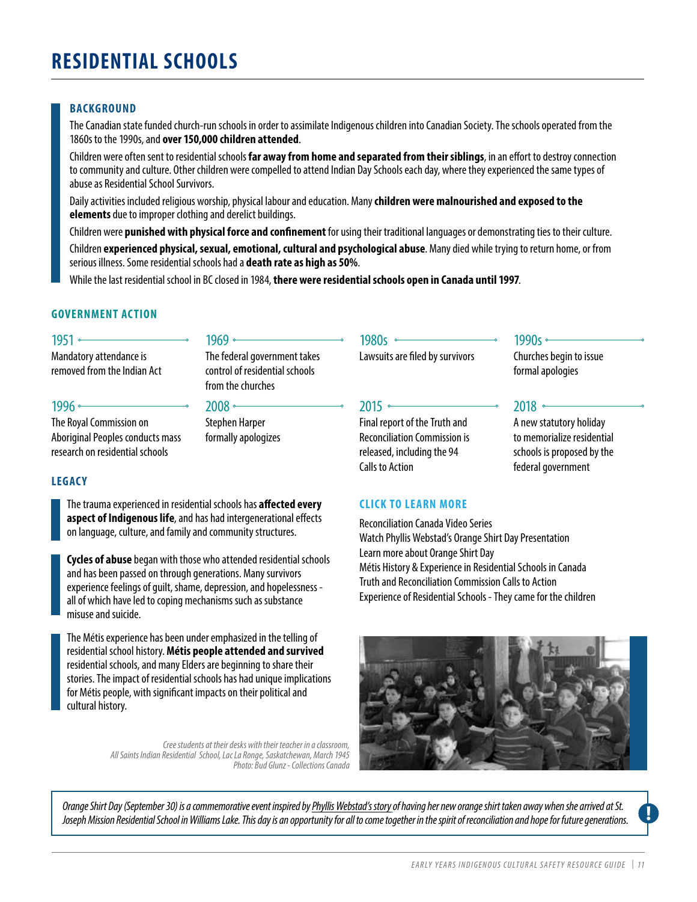# RESIDENTIAL SCHOOLS

## BACKGROUND

The Canadian state funded church-run schools in order to assimilate Indigenous children into Canadian Society. The schools operated from the 1860s to the 1990s, and **over 150,000 children attended**.

Children were often sent to residential schools **far away from home and separated from their siblings**, in an effort to destroy connection to community and culture. Other children were compelled to attend Indian Day Schools each day, where they experienced the same types of abuse as Residential School Survivors.

Daily activities included religious worship, physical labour and education. Many **children were malnourished and exposed to the elements** due to improper clothing and derelict buildings.

Children were **punished with physical force and confinement** for using their traditional languages or demonstrating ties to their culture.

Children **experienced physical, sexual, emotional, cultural and psychological abuse**. Many died while trying to return home, or from serious illness. Some residential schools had a **death rate as high as 50%**.

While the last residential school in BC closed in 1984, **there were residential schools open in Canada until 1997**.

## GOVERNMENT ACTION

**1951** – Mandatory attendance is removed from the Indian Act

**1969** – The federal government takes control of residential schools from the churches

**1980s** – Lawsuits are filed by survivors

**1990s** – Churches begin to issue formal apologies

**1996** – The Royal Commission on Aboriginal Peoples conducts mass research on residential schools

**2008** – Stephen Harper formally apologizes

**2015** – Final report of the Truth and Reconciliation Commission is released, including the 94 Calls to Action

**2018** – A new statutory holiday to memorialize residential schools is proposed by the federal government

## LEGACY

The trauma experienced in residential schools has **affected every aspect of Indigenous life**, and has had intergenerational effects on language, culture, and family and community structures.

**Cycles of abuse** began with those who attended residential schools and has been passed on through generations. Many survivors experience feelings of guilt, shame, depression, and hopelessness - all of which have led to coping mechanisms such as substance misuse and suicide.

The Métis experience has been under emphasized in the telling of residential school history. **Métis people attended and survived** residential schools, and many Elders are beginning to share their stories. The impact of residential schools has had unique implications for Métis people, with significant impacts on their political and cultural history.

## CLICK TO LEARN MORE

- Reconciliation Canada Video Series
- Watch Phyllis Webstad's Orange Shirt Day Presentation
- Learn more about Orange Shirt Day
- Métis History & Experience in Residential Schools in Canada
- Truth and Reconciliation Commission Calls to Action
- Experience of Residential Schools - They came for the children

*Cree students at their desks with their teacher in a classroom, All Saints Indian Residential School, Lac La Ronge, Saskatchewan, March 1945 Photo: Bud Glunz - Collections Canada*

*Orange Shirt Day (September 30) is a commemorative event inspired by Phyllis Webstad's story of having her new orange shirt taken away when she arrived at St. Joseph Mission Residential School in Williams Lake. This day is an opportunity for all to come together in the spirit of reconciliation and hope for future generations.*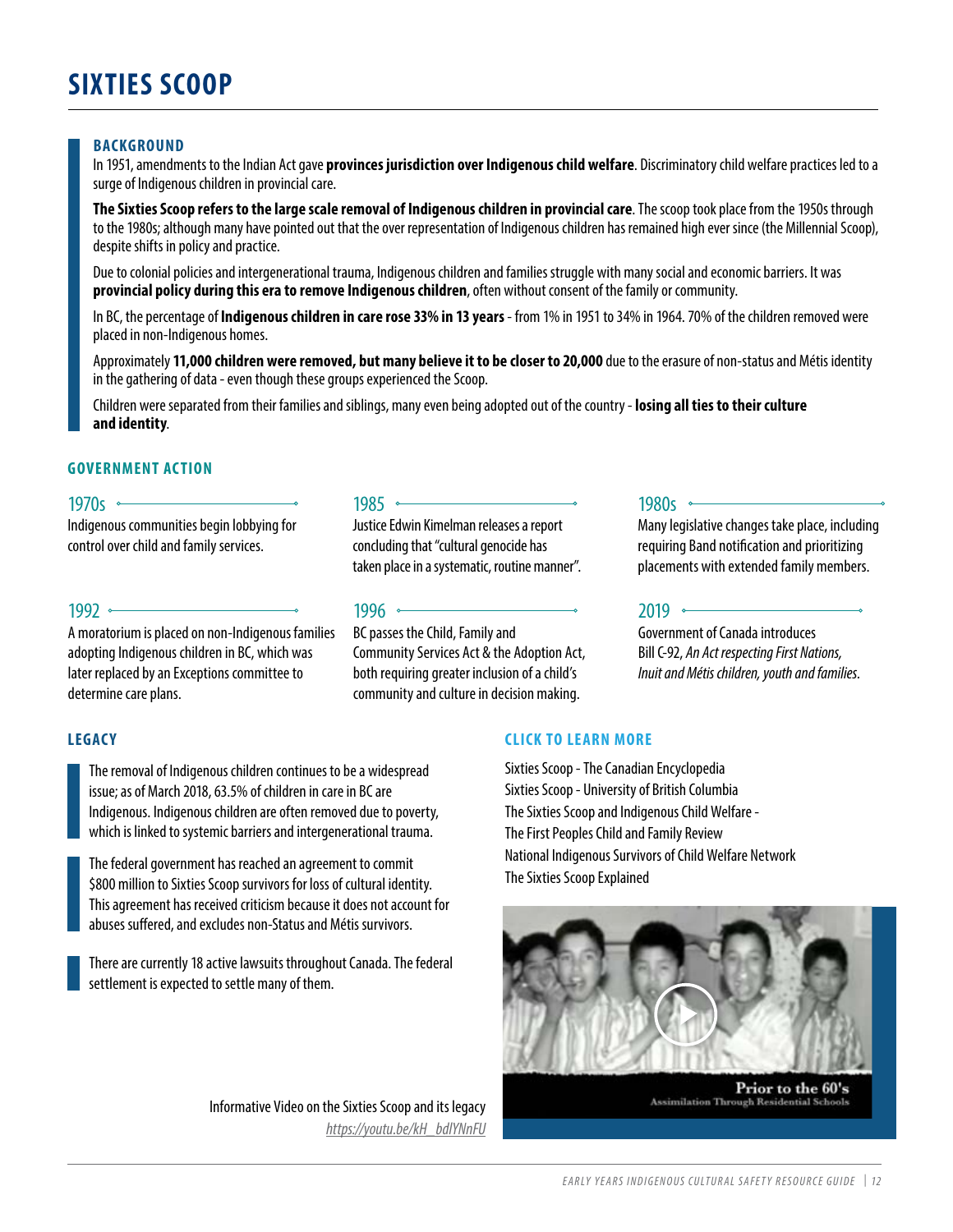# SIXTIES SCOOP

## BACKGROUND

In 1951, amendments to the Indian Act gave **provinces jurisdiction over Indigenous child welfare**. Discriminatory child welfare practices led to a surge of Indigenous children in provincial care.

**The Sixties Scoop refers to the large scale removal of Indigenous children in provincial care**. The scoop took place from the 1950s through to the 1980s; although many have pointed out that the over representation of Indigenous children has remained high ever since (the Millennial Scoop), despite shifts in policy and practice.

Due to colonial policies and intergenerational trauma, Indigenous children and families struggle with many social and economic barriers. It was **provincial policy during this era to remove Indigenous children**, often without consent of the family or community.

In BC, the percentage of **Indigenous children in care rose 33% in 13 years** - from 1% in 1951 to 34% in 1964. 70% of the children removed were placed in non-Indigenous homes.

Approximately **11,000 children were removed, but many believe it to be closer to 20,000** due to the erasure of non-status and Métis identity in the gathering of data - even though these groups experienced the Scoop.

Children were separated from their families and siblings, many even being adopted out of the country - **losing all ties to their culture and identity**.

## GOVERNMENT ACTION

**1970s**
Indigenous communities begin lobbying for control over child and family services.

**1985**
Justice Edwin Kimelman releases a report concluding that "cultural genocide has taken place in a systematic, routine manner".

**1980s**
Many legislative changes take place, including requiring Band notification and prioritizing placements with extended family members.

**1992**
A moratorium is placed on non-Indigenous families adopting Indigenous children in BC, which was later replaced by an Exceptions committee to determine care plans.

**1996**
BC passes the Child, Family and Community Services Act & the Adoption Act, both requiring greater inclusion of a child's community and culture in decision making.

**2019**
Government of Canada introduces Bill C-92, *An Act respecting First Nations, Inuit and Métis children, youth and families.*

## LEGACY

The removal of Indigenous children continues to be a widespread issue; as of March 2018, 63.5% of children in care in BC are Indigenous. Indigenous children are often removed due to poverty, which is linked to systemic barriers and intergenerational trauma.

The federal government has reached an agreement to commit $800 million to Sixties Scoop survivors for loss of cultural identity. This agreement has received criticism because it does not account for abuses suffered, and excludes non-Status and Métis survivors.

There are currently 18 active lawsuits throughout Canada. The federal settlement is expected to settle many of them.

## CLICK TO LEARN MORE

Sixties Scoop - The Canadian Encyclopedia
Sixties Scoop - University of British Columbia
The Sixties Scoop and Indigenous Child Welfare -
The First Peoples Child and Family Review
National Indigenous Survivors of Child Welfare Network
The Sixties Scoop Explained

Prior to the 60's
Assimilation Through Residential Schools

Informative Video on the Sixties Scoop and its legacy
*https://youtu.be/kH_bdlYNnFU*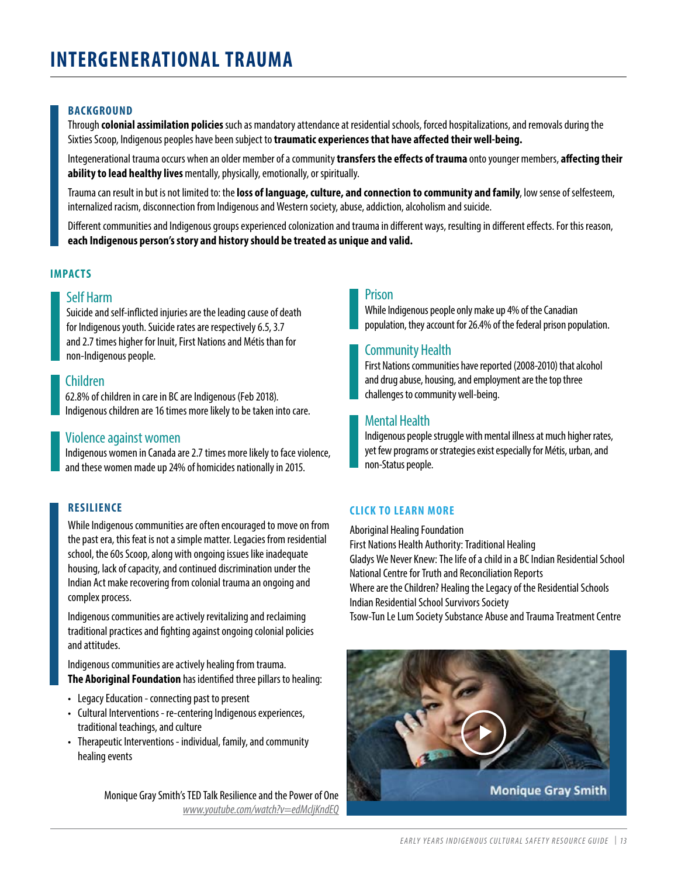// ... existing code ...

# INTERGENERATIONAL TRAUMA

### BACKGROUND

Through **colonial assimilation policies** such as mandatory attendance at residential schools, forced hospitalizations, and removals during the Sixties Scoop, Indigenous peoples have been subject to **traumatic experiences that have affected their well-being.**

Integenerational trauma occurs when an older member of a community **transfers the effects of trauma** onto younger members, **affecting their ability to lead healthy lives** mentally, physically, emotionally, or spiritually.

Trauma can result in but is not limited to: the **loss of language, culture, and connection to community and family**, low sense of selfesteem, internalized racism, disconnection from Indigenous and Western society, abuse, addiction, alcoholism and suicide.

Different communities and Indigenous groups experienced colonization and trauma in different ways, resulting in different effects. For this reason, **each Indigenous person's story and history should be treated as unique and valid.**

### IMPACTS

#### Self Harm

Suicide and self-inflicted injuries are the leading cause of death for Indigenous youth. Suicide rates are respectively 6.5, 3.7 and 2.7 times higher for Inuit, First Nations and Métis than for non-Indigenous people.

#### Children

62.8% of children in care in BC are Indigenous (Feb 2018). Indigenous children are 16 times more likely to be taken into care.

#### Violence against women

Indigenous women in Canada are 2.7 times more likely to face violence, and these women made up 24% of homicides nationally in 2015.

#### Prison

While Indigenous people only make up 4% of the Canadian population, they account for 26.4% of the federal prison population.

#### Community Health

First Nations communities have reported (2008-2010) that alcohol and drug abuse, housing, and employment are the top three challenges to community well-being.

#### Mental Health

Indigenous people struggle with mental illness at much higher rates, yet few programs or strategies exist especially for Métis, urban, and non-Status people.

### RESILIENCE

While Indigenous communities are often encouraged to move on from the past era, this feat is not a simple matter. Legacies from residential school, the 60s Scoop, along with ongoing issues like inadequate housing, lack of capacity, and continued discrimination under the Indian Act make recovering from colonial trauma an ongoing and complex process.

Indigenous communities are actively revitalizing and reclaiming traditional practices and fighting against ongoing colonial policies and attitudes.

Indigenous communities are actively healing from trauma. **The Aboriginal Foundation** has identified three pillars to healing:

- Legacy Education - connecting past to present
- Cultural Interventions - re-centering Indigenous experiences, traditional teachings, and culture
- Therapeutic Interventions - individual, family, and community healing events

Monique Gray Smith's TED Talk Resilience and the Power of One
www.youtube.com/watch?v=edMcljKndEQ

### CLICK TO LEARN MORE

Aboriginal Healing Foundation
First Nations Health Authority: Traditional Healing
Gladys We Never Knew: The life of a child in a BC Indian Residential School
National Centre for Truth and Reconciliation Reports
Where are the Children? Healing the Legacy of the Residential Schools
Indian Residential School Survivors Society
Tsow-Tun Le Lum Society Substance Abuse and Trauma Treatment Centre

Monique Gray Smith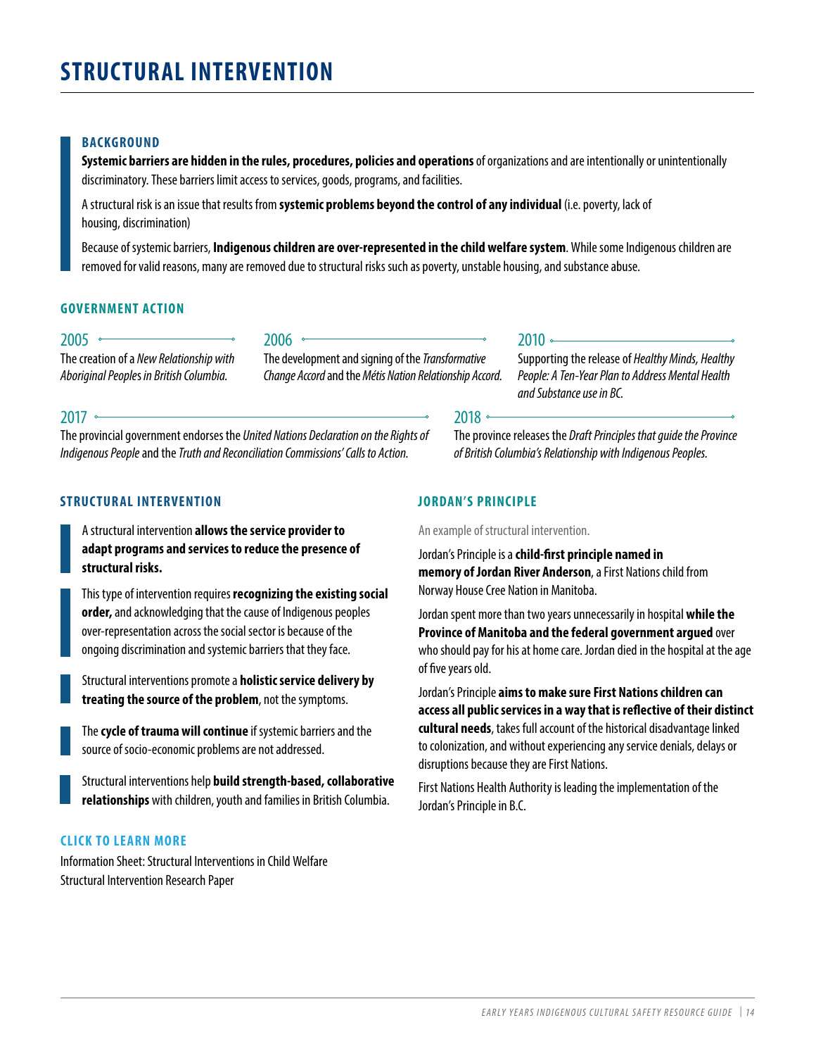# STRUCTURAL INTERVENTION

### BACKGROUND

**Systemic barriers are hidden in the rules, procedures, policies and operations** of organizations and are intentionally or unintentionally discriminatory. These barriers limit access to services, goods, programs, and facilities.

A structural risk is an issue that results from **systemic problems beyond the control of any individual** (i.e. poverty, lack of housing, discrimination)

Because of systemic barriers, **Indigenous children are over-represented in the child welfare system**. While some Indigenous children are removed for valid reasons, many are removed due to structural risks such as poverty, unstable housing, and substance abuse.

### GOVERNMENT ACTION

**2005**
The creation of a *New Relationship with Aboriginal Peoples in British Columbia.*

**2006**
The development and signing of the *Transformative Change Accord* and the *Métis Nation Relationship Accord.*

**2010**
Supporting the release of *Healthy Minds, Healthy People: A Ten-Year Plan to Address Mental Health and Substance use in BC.*

**2017**
The provincial government endorses the *United Nations Declaration on the Rights of Indigenous People* and the *Truth and Reconciliation Commissions' Calls to Action.*

**2018**
The province releases the *Draft Principles that guide the Province of British Columbia's Relationship with Indigenous Peoples.*

### STRUCTURAL INTERVENTION

A structural intervention **allows the service provider to adapt programs and services to reduce the presence of structural risks.**

This type of intervention requires **recognizing the existing social order,** and acknowledging that the cause of Indigenous peoples over-representation across the social sector is because of the ongoing discrimination and systemic barriers that they face.

Structural interventions promote a **holistic service delivery by treating the source of the problem**, not the symptoms.

The **cycle of trauma will continue** if systemic barriers and the source of socio-economic problems are not addressed.

Structural interventions help **build strength-based, collaborative relationships** with children, youth and families in British Columbia.

### CLICK TO LEARN MORE

Information Sheet: Structural Interventions in Child Welfare
Structural Intervention Research Paper

### JORDAN'S PRINCIPLE

An example of structural intervention.

Jordan's Principle is a **child-first principle named in memory of Jordan River Anderson**, a First Nations child from Norway House Cree Nation in Manitoba.

Jordan spent more than two years unnecessarily in hospital **while the Province of Manitoba and the federal government argued** over who should pay for his at home care. Jordan died in the hospital at the age of five years old.

Jordan's Principle **aims to make sure First Nations children can access all public services in a way that is reflective of their distinct cultural needs**, takes full account of the historical disadvantage linked to colonization, and without experiencing any service denials, delays or disruptions because they are First Nations.

First Nations Health Authority is leading the implementation of the Jordan's Principle in B.C.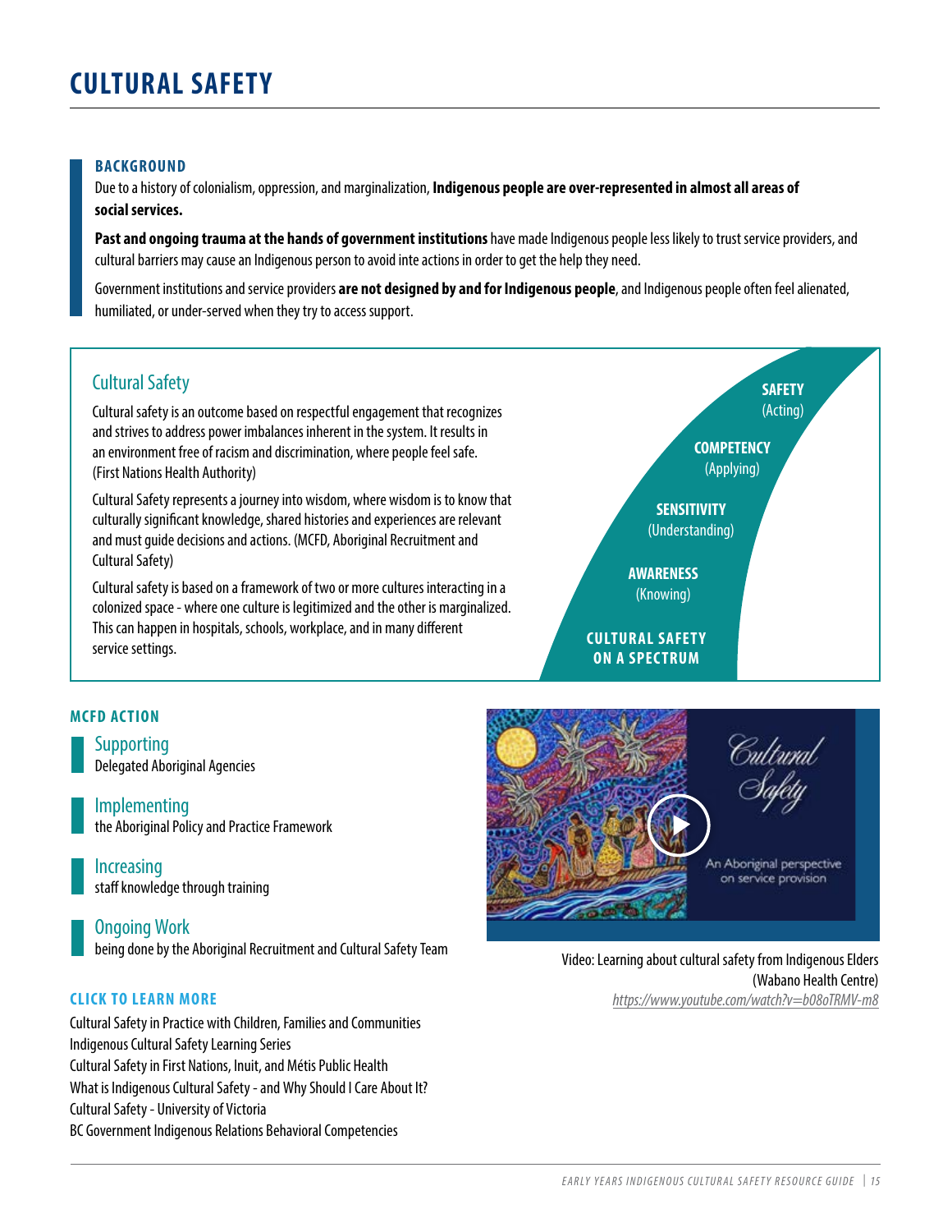# CULTURAL SAFETY

### BACKGROUND

Due to a history of colonialism, oppression, and marginalization, **Indigenous people are over-represented in almost all areas of social services.**

**Past and ongoing trauma at the hands of government institutions** have made Indigenous people less likely to trust service providers, and cultural barriers may cause an Indigenous person to avoid inte actions in order to get the help they need.

Government institutions and service providers **are not designed by and for Indigenous people**, and Indigenous people often feel alienated, humiliated, or under-served when they try to access support.

## Cultural Safety

Cultural safety is an outcome based on respectful engagement that recognizes and strives to address power imbalances inherent in the system. It results in an environment free of racism and discrimination, where people feel safe. (First Nations Health Authority)

Cultural Safety represents a journey into wisdom, where wisdom is to know that culturally significant knowledge, shared histories and experiences are relevant and must guide decisions and actions. (MCFD, Aboriginal Recruitment and Cultural Safety)

Cultural safety is based on a framework of two or more cultures interacting in a colonized space - where one culture is legitimized and the other is marginalized. This can happen in hospitals, schools, workplace, and in many different service settings.

**SAFETY** (Acting)

**COMPETENCY** (Applying)

**SENSITIVITY** (Understanding)

**AWARENESS** (Knowing)

**CULTURAL SAFETY ON A SPECTRUM**

### MCFD ACTION

**Supporting**
Delegated Aboriginal Agencies

**Implementing**
the Aboriginal Policy and Practice Framework

**Increasing**
staff knowledge through training

**Ongoing Work**
being done by the Aboriginal Recruitment and Cultural Safety Team

### CLICK TO LEARN MORE

Cultural Safety in Practice with Children, Families and Communities
Indigenous Cultural Safety Learning Series
Cultural Safety in First Nations, Inuit, and Métis Public Health
What is Indigenous Cultural Safety - and Why Should I Care About It?
Cultural Safety - University of Victoria
BC Government Indigenous Relations Behavioral Competencies

Video: Learning about cultural safety from Indigenous Elders (Wabano Health Centre)
*https://www.youtube.com/watch?v=b08oTRMV-m8*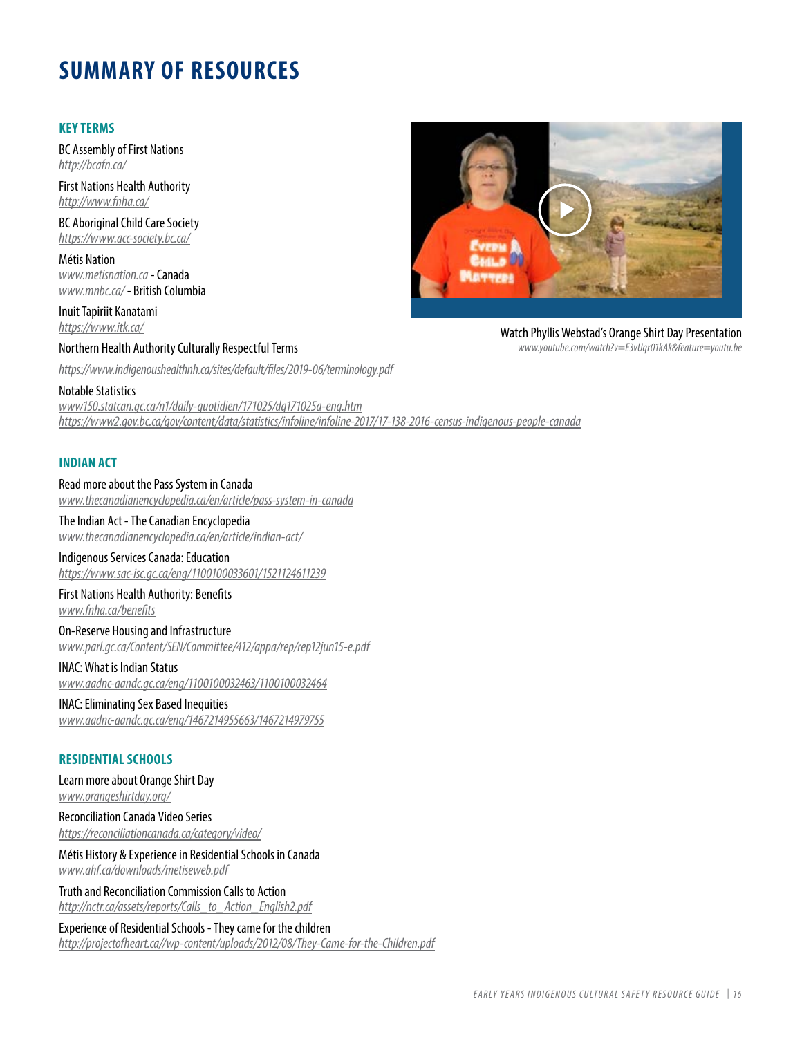# SUMMARY OF RESOURCES

## KEY TERMS

BC Assembly of First Nations
*http://bcafn.ca/*

First Nations Health Authority
*http://www.fnha.ca/*

BC Aboriginal Child Care Society
*https://www.acc-society.bc.ca/*

Métis Nation
*www.metisnation.ca* - Canada
*www.mnbc.ca/* - British Columbia

Inuit Tapiriit Kanatami
*https://www.itk.ca/*

Northern Health Authority Culturally Respectful Terms

*https://www.indigenoushealthnh.ca/sites/default/files/2019-06/terminology.pdf*

Notable Statistics
*www150.statcan.gc.ca/n1/daily-quotidien/171025/dq171025a-eng.htm*
*https://www2.gov.bc.ca/gov/content/data/statistics/infoline/infoline-2017/17-138-2016-census-indigenous-people-canada*

Watch Phyllis Webstad's Orange Shirt Day Presentation
*www.youtube.com/watch?v=E3vUqr01kAk&feature=youtu.be*

## INDIAN ACT

Read more about the Pass System in Canada
*www.thecanadianencyclopedia.ca/en/article/pass-system-in-canada*

The Indian Act - The Canadian Encyclopedia
*www.thecanadianencyclopedia.ca/en/article/indian-act/*

Indigenous Services Canada: Education
*https://www.sac-isc.gc.ca/eng/1100100033601/1521124611239*

First Nations Health Authority: Benefits
*www.fnha.ca/benefits*

On-Reserve Housing and Infrastructure
*www.parl.gc.ca/Content/SEN/Committee/412/appa/rep/rep12jun15-e.pdf*

INAC: What is Indian Status
*www.aadnc-aandc.gc.ca/eng/1100100032463/1100100032464*

INAC: Eliminating Sex Based Inequities
*www.aadnc-aandc.gc.ca/eng/1467214955663/1467214979755*

## RESIDENTIAL SCHOOLS

Learn more about Orange Shirt Day
*www.orangeshirtday.org/*

Reconciliation Canada Video Series
*https://reconciliationcanada.ca/category/video/*

Métis History & Experience in Residential Schools in Canada
*www.ahf.ca/downloads/metiseweb.pdf*

Truth and Reconciliation Commission Calls to Action
*http://nctr.ca/assets/reports/Calls_to_Action_English2.pdf*

Experience of Residential Schools - They came for the children
*http://projectofheart.ca//wp-content/uploads/2012/08/They-Came-for-the-Children.pdf*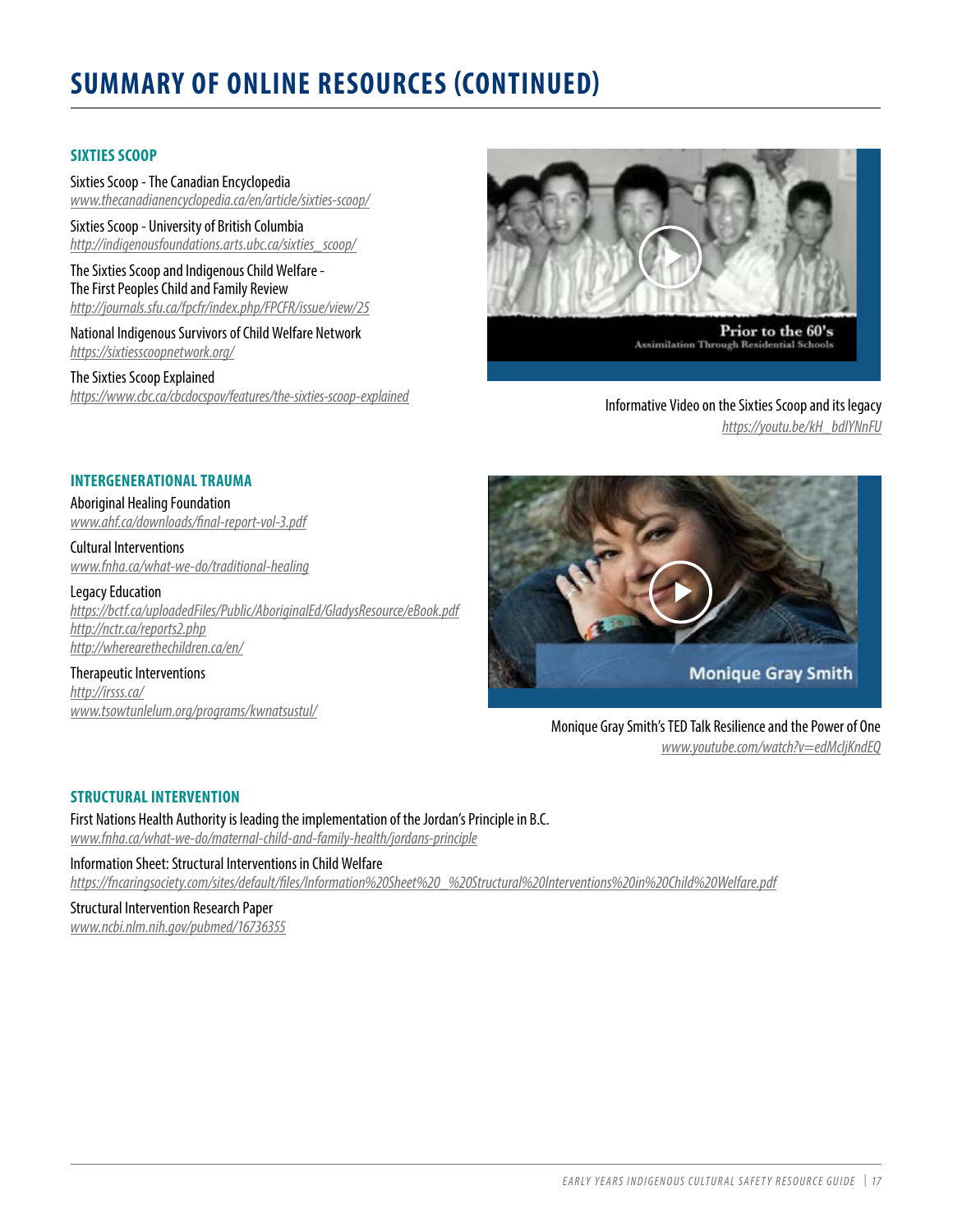# SUMMARY OF ONLINE RESOURCES (CONTINUED)

### SIXTIES SCOOP

Sixties Scoop - The Canadian Encyclopedia
*www.thecanadianencyclopedia.ca/en/article/sixties-scoop/*

Sixties Scoop - University of British Columbia
*http://indigenousfoundations.arts.ubc.ca/sixties_scoop/*

The Sixties Scoop and Indigenous Child Welfare - The First Peoples Child and Family Review
*http://journals.sfu.ca/fpcfr/index.php/FPCFR/issue/view/25*

National Indigenous Survivors of Child Welfare Network
*https://sixtiesscoopnetwork.org/*

The Sixties Scoop Explained
*https://www.cbc.ca/cbcdocspov/features/the-sixties-scoop-explained*

Informative Video on the Sixties Scoop and its legacy
*https://youtu.be/kH_bdlYNnFU*

### INTERGENERATIONAL TRAUMA

Aboriginal Healing Foundation
*www.ahf.ca/downloads/final-report-vol-3.pdf*

Cultural Interventions
*www.fnha.ca/what-we-do/traditional-healing*

Legacy Education
*https://bctf.ca/uploadedFiles/Public/AboriginalEd/GladysResource/eBook.pdf*
*http://nctr.ca/reports2.php*
*http://wherearethechildren.ca/en/*

Therapeutic Interventions
*http://irsss.ca/*
*www.tsowtunlelum.org/programs/kwnatsustul/*

Monique Gray Smith's TED Talk Resilience and the Power of One
*www.youtube.com/watch?v=edMcljKndEQ*

### STRUCTURAL INTERVENTION

First Nations Health Authority is leading the implementation of the Jordan's Principle in B.C.
*www.fnha.ca/what-we-do/maternal-child-and-family-health/jordans-principle*

Information Sheet: Structural Interventions in Child Welfare
*https://fncaringsociety.com/sites/default/files/Information%20Sheet%20_%20Structural%20Interventions%20in%20Child%20Welfare.pdf*

Structural Intervention Research Paper
*www.ncbi.nlm.nih.gov/pubmed/16736355*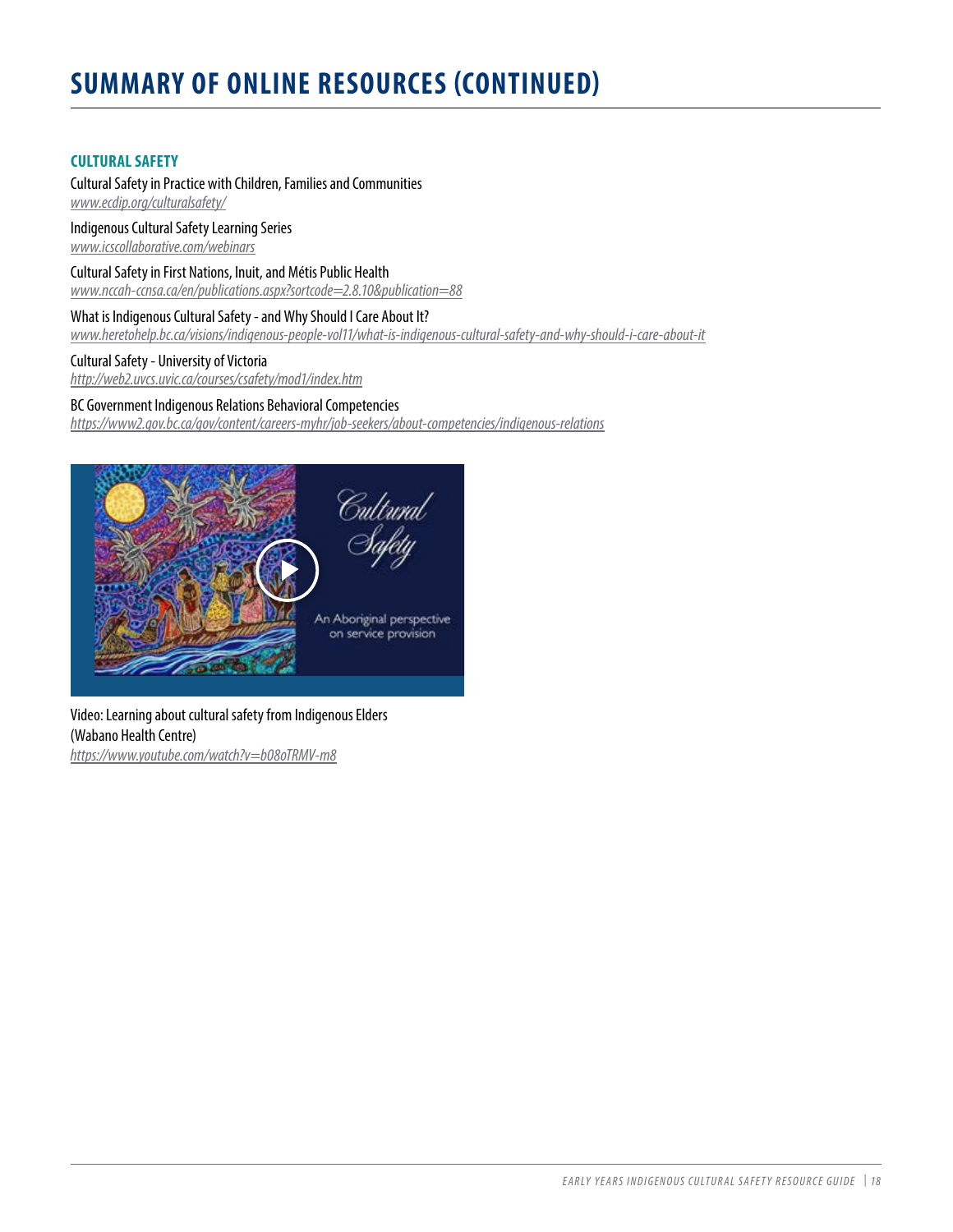# SUMMARY OF ONLINE RESOURCES (CONTINUED)

### CULTURAL SAFETY

Cultural Safety in Practice with Children, Families and Communities
*www.ecdip.org/culturalsafety/*

Indigenous Cultural Safety Learning Series
*www.icscollaborative.com/webinars*

Cultural Safety in First Nations, Inuit, and Métis Public Health
*www.nccah-ccnsa.ca/en/publications.aspx?sortcode=2.8.10&publication=88*

What is Indigenous Cultural Safety - and Why Should I Care About It?
*www.heretohelp.bc.ca/visions/indigenous-people-vol11/what-is-indigenous-cultural-safety-and-why-should-i-care-about-it*

Cultural Safety - University of Victoria
*http://web2.uvcs.uvic.ca/courses/csafety/mod1/index.htm*

BC Government Indigenous Relations Behavioral Competencies
*https://www2.gov.bc.ca/gov/content/careers-myhr/job-seekers/about-competencies/indigenous-relations*

Video: Learning about cultural safety from Indigenous Elders (Wabano Health Centre)
*https://www.youtube.com/watch?v=b08oTRMV-m8*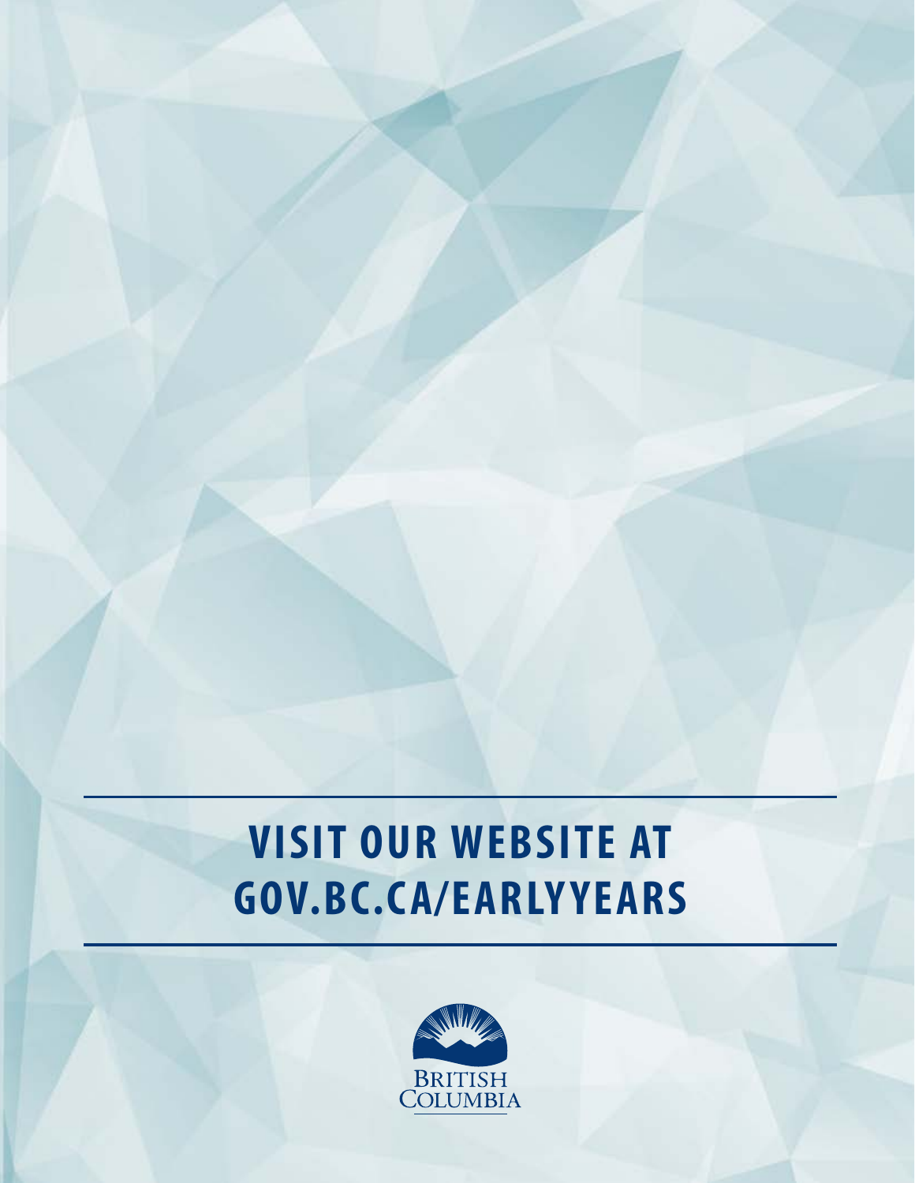# VISIT OUR WEBSITE AT GOV.BC.CA/EARLYYEARS

BRITISH COLUMBIA